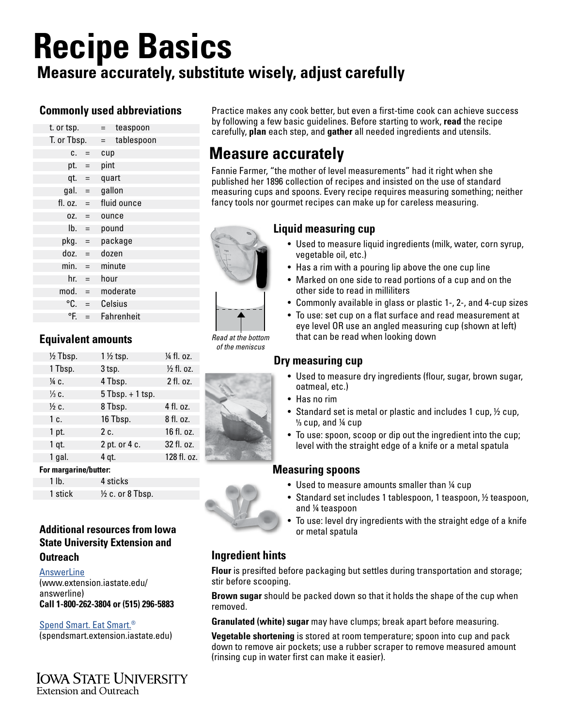# Recipe Basics

## Measure accurately, substitute wisely, adjust carefully

### Commonly used abbreviations

| | | |
|---|---|---|
| t. or tsp. | = | teaspoon |
| T. or Tbsp. | = | tablespoon |
| c. | = | cup |
| pt. | = | pint |
| qt. | = | quart |
| gal. | = | gallon |
| fl. oz. | = | fluid ounce |
| oz. | = | ounce |
| lb. | = | pound |
| pkg. | = | package |
| doz. | = | dozen |
| min. | = | minute |
| hr. | = | hour |
| mod. | = | moderate |
| °C. | = | Celsius |
| °F. | = | Fahrenheit |

### Equivalent amounts

| | | |
|---|---|---|
| ½ Tbsp. | 1 ½ tsp. | ¼ fl. oz. |
| 1 Tbsp. | 3 tsp. | ½ fl. oz. |
| ¼ c. | 4 Tbsp. | 2 fl. oz. |
| ⅓ c. | 5 Tbsp. + 1 tsp. | |
| ½ c. | 8 Tbsp. | 4 fl. oz. |
| 1 c. | 16 Tbsp. | 8 fl. oz. |
| 1 pt. | 2 c. | 16 fl. oz. |
| 1 qt. | 2 pt. or 4 c. | 32 fl. oz. |
| 1 gal. | 4 qt. | 128 fl. oz. |
| **For margarine/butter:** | | |
| 1 lb. | 4 sticks | |
| 1 stick | ½ c. or 8 Tbsp. | |

### Additional resources from Iowa State University Extension and Outreach

AnswerLine
(www.extension.iastate.edu/answerline)
**Call 1-800-262-3804 or (515) 296-5883**

Spend Smart. Eat Smart.®
(spendsmart.extension.iastate.edu)

Practice makes any cook better, but even a first-time cook can achieve success by following a few basic guidelines. Before starting to work, **read** the recipe carefully, **plan** each step, and **gather** all needed ingredients and utensils.

## Measure accurately

Fannie Farmer, "the mother of level measurements" had it right when she published her 1896 collection of recipes and insisted on the use of standard measuring cups and spoons. Every recipe requires measuring something; neither fancy tools nor gourmet recipes can make up for careless measuring.

### Liquid measuring cup

- Used to measure liquid ingredients (milk, water, corn syrup, vegetable oil, etc.)
- Has a rim with a pouring lip above the one cup line
- Marked on one side to read portions of a cup and on the other side to read in milliliters
- Commonly available in glass or plastic 1-, 2-, and 4-cup sizes
- To use: set cup on a flat surface and read measurement at eye level OR use an angled measuring cup (shown at left) that can be read when looking down

*Read at the bottom of the meniscus*

### Dry measuring cup

- Used to measure dry ingredients (flour, sugar, brown sugar, oatmeal, etc.)
- Has no rim
- Standard set is metal or plastic and includes 1 cup, ½ cup, ⅓ cup, and ¼ cup
- To use: spoon, scoop or dip out the ingredient into the cup; level with the straight edge of a knife or a metal spatula

### Measuring spoons

- Used to measure amounts smaller than ¼ cup
- Standard set includes 1 tablespoon, 1 teaspoon, ½ teaspoon, and ¼ teaspoon
- To use: level dry ingredients with the straight edge of a knife or metal spatula

### Ingredient hints

**Flour** is presifted before packaging but settles during transportation and storage; stir before scooping.

**Brown sugar** should be packed down so that it holds the shape of the cup when removed.

**Granulated (white) sugar** may have clumps; break apart before measuring.

**Vegetable shortening** is stored at room temperature; spoon into cup and pack down to remove air pockets; use a rubber scraper to remove measured amount (rinsing cup in water first can make it easier).

Iowa State University
Extension and Outreach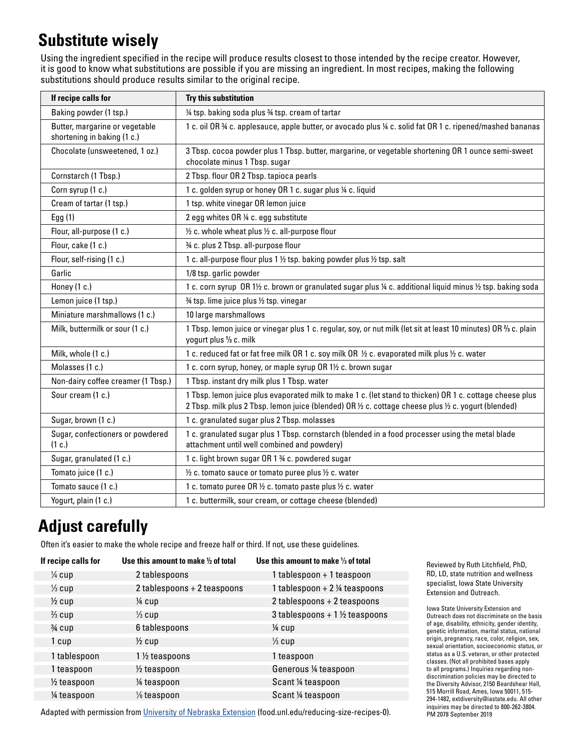## Substitute wisely

Using the ingredient specified in the recipe will produce results closest to those intended by the recipe creator. However, it is good to know what substitutions are possible if you are missing an ingredient. In most recipes, making the following substitutions should produce results similar to the original recipe.

| If recipe calls for | Try this substitution |
|---|---|
| Baking powder (1 tsp.) | ¼ tsp. baking soda plus ¾ tsp. cream of tartar |
| Butter, margarine or vegetable shortening in baking (1 c.) | 1 c. oil OR ¾ c. applesauce, apple butter, or avocado plus ¼ c. solid fat OR 1 c. ripened/mashed bananas |
| Chocolate (unsweetened, 1 oz.) | 3 Tbsp. cocoa powder plus 1 Tbsp. butter, margarine, or vegetable shortening OR 1 ounce semi-sweet chocolate minus 1 Tbsp. sugar |
| Cornstarch (1 Tbsp.) | 2 Tbsp. flour OR 2 Tbsp. tapioca pearls |
| Corn syrup (1 c.) | 1 c. golden syrup or honey OR 1 c. sugar plus ¼ c. liquid |
| Cream of tartar (1 tsp.) | 1 tsp. white vinegar OR lemon juice |
| Egg (1) | 2 egg whites OR ¼ c. egg substitute |
| Flour, all-purpose (1 c.) | ½ c. whole wheat plus ½ c. all-purpose flour |
| Flour, cake (1 c.) | ¾ c. plus 2 Tbsp. all-purpose flour |
| Flour, self-rising (1 c.) | 1 c. all-purpose flour plus 1 ½ tsp. baking powder plus ½ tsp. salt |
| Garlic | 1/8 tsp. garlic powder |
| Honey (1 c.) | 1 c. corn syrup OR 1½ c. brown or granulated sugar plus ¼ c. additional liquid minus ½ tsp. baking soda |
| Lemon juice (1 tsp.) | ¾ tsp. lime juice plus ½ tsp. vinegar |
| Miniature marshmallows (1 c.) | 10 large marshmallows |
| Milk, buttermilk or sour (1 c.) | 1 Tbsp. lemon juice or vinegar plus 1 c. regular, soy, or nut milk (let sit at least 10 minutes) OR ⅔ c. plain yogurt plus ⅓ c. milk |
| Milk, whole (1 c.) | 1 c. reduced fat or fat free milk OR 1 c. soy milk OR ½ c. evaporated milk plus ½ c. water |
| Molasses (1 c.) | 1 c. corn syrup, honey, or maple syrup OR 1½ c. brown sugar |
| Non-dairy coffee creamer (1 Tbsp.) | 1 Tbsp. instant dry milk plus 1 Tbsp. water |
| Sour cream (1 c.) | 1 Tbsp. lemon juice plus evaporated milk to make 1 c. (let stand to thicken) OR 1 c. cottage cheese plus 2 Tbsp. milk plus 2 Tbsp. lemon juice (blended) OR ½ c. cottage cheese plus ½ c. yogurt (blended) |
| Sugar, brown (1 c.) | 1 c. granulated sugar plus 2 Tbsp. molasses |
| Sugar, confectioners or powdered (1 c.) | 1 c. granulated sugar plus 1 Tbsp. cornstarch (blended in a food processer using the metal blade attachment until well combined and powdery) |
| Sugar, granulated (1 c.) | 1 c. light brown sugar OR 1 ¾ c. powdered sugar |
| Tomato juice (1 c.) | ½ c. tomato sauce or tomato puree plus ½ c. water |
| Tomato sauce (1 c.) | 1 c. tomato puree OR ½ c. tomato paste plus ½ c. water |
| Yogurt, plain (1 c.) | 1 c. buttermilk, sour cream, or cottage cheese (blended) |

## Adjust carefully

Often it's easier to make the whole recipe and freeze half or third. If not, use these guidelines.

| If recipe calls for | Use this amount to make ½ of total | Use this amount to make ⅓ of total |
|---|---|---|
| ¼ cup | 2 tablespoons | 1 tablespoon + 1 teaspoon |
| ⅓ cup | 2 tablespoons + 2 teaspoons | 1 tablespoon + 2 ¼ teaspoons |
| ½ cup | ¼ cup | 2 tablespoons + 2 teaspoons |
| ⅔ cup | ⅓ cup | 3 tablespoons + 1 ½ teaspoons |
| ¾ cup | 6 tablespoons | ¼ cup |
| 1 cup | ½ cup | ⅓ cup |
| 1 tablespoon | 1 ½ teaspoons | 1 teaspoon |
| 1 teaspoon | ½ teaspoon | Generous ¼ teaspoon |
| ½ teaspoon | ¼ teaspoon | Scant ¼ teaspoon |
| ¼ teaspoon | ⅛ teaspoon | Scant ¼ teaspoon |

Adapted with permission from University of Nebraska Extension (food.unl.edu/reducing-size-recipes-0).

Reviewed by Ruth Litchfield, PhD, RD, LD, state nutrition and wellness specialist, Iowa State University Extension and Outreach.

Iowa State University Extension and Outreach does not discriminate on the basis of age, disability, ethnicity, gender identity, genetic information, marital status, national origin, pregnancy, race, color, religion, sex, sexual orientation, socioeconomic status, or status as a U.S. veteran, or other protected classes. (Not all prohibited bases apply to all programs.) Inquiries regarding non-discrimination policies may be directed to the Diversity Advisor, 2150 Beardshear Hall, 515 Morrill Road, Ames, Iowa 50011, 515-294-1482, extdiversity@iastate.edu. All other inquiries may be directed to 800-262-3804. PM 2078 September 2019